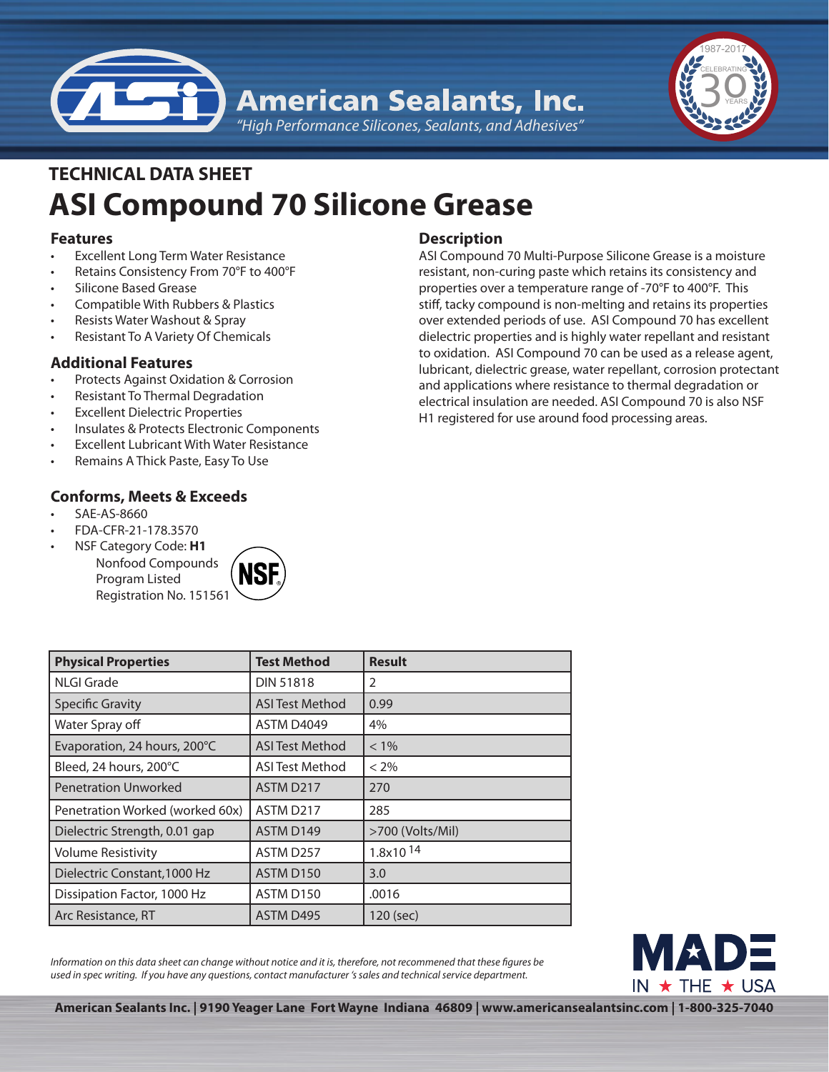American Sealants, Inc.

*"High Performance Silicones, Sealants, and Adhesives"*

1987-2017 CELEBRATING 30 YEARS

## TECHNICAL DATA SHEET

# ASI Compound 70 Silicone Grease

### Features

- Excellent Long Term Water Resistance
- Retains Consistency From 70°F to 400°F
- Silicone Based Grease
- Compatible With Rubbers & Plastics
- Resists Water Washout & Spray
- Resistant To A Variety Of Chemicals

### Additional Features

- Protects Against Oxidation & Corrosion
- Resistant To Thermal Degradation
- Excellent Dielectric Properties
- Insulates & Protects Electronic Components
- Excellent Lubricant With Water Resistance
- Remains A Thick Paste, Easy To Use

### Conforms, Meets & Exceeds

- SAE-AS-8660
- FDA-CFR-21-178.3570
- NSF Category Code: **H1**
  Nonfood Compounds
  Program Listed
  Registration No. 151561

NSF

### Description

ASI Compound 70 Multi-Purpose Silicone Grease is a moisture resistant, non-curing paste which retains its consistency and properties over a temperature range of -70°F to 400°F. This stiff, tacky compound is non-melting and retains its properties over extended periods of use. ASI Compound 70 has excellent dielectric properties and is highly water repellant and resistant to oxidation. ASI Compound 70 can be used as a release agent, lubricant, dielectric grease, water repellant, corrosion protectant and applications where resistance to thermal degradation or electrical insulation are needed. ASI Compound 70 is also NSF H1 registered for use around food processing areas.

| Physical Properties | Test Method | Result |
|---|---|---|
| NLGI Grade | DIN 51818 | 2 |
| Specific Gravity | ASI Test Method | 0.99 |
| Water Spray off | ASTM D4049 | 4% |
| Evaporation, 24 hours, 200°C | ASI Test Method | < 1% |
| Bleed, 24 hours, 200°C | ASI Test Method | < 2% |
| Penetration Unworked | ASTM D217 | 270 |
| Penetration Worked (worked 60x) | ASTM D217 | 285 |
| Dielectric Strength, 0.01 gap | ASTM D149 | >700 (Volts/Mil) |
| Volume Resistivity | ASTM D257 | $1.8 \times 10^{14}$ |
| Dielectric Constant,1000 Hz | ASTM D150 | 3.0 |
| Dissipation Factor, 1000 Hz | ASTM D150 | .0016 |
| Arc Resistance, RT | ASTM D495 | 120 (sec) |

*Information on this data sheet can change without notice and it is, therefore, not recommened that these figures be used in spec writing. If you have any questions, contact manufacturer 's sales and technical service department.*

MADE IN ★ THE ★ USA

**American Sealants Inc. | 9190 Yeager Lane Fort Wayne Indiana 46809 | www.americansealantsinc.com | 1-800-325-7040**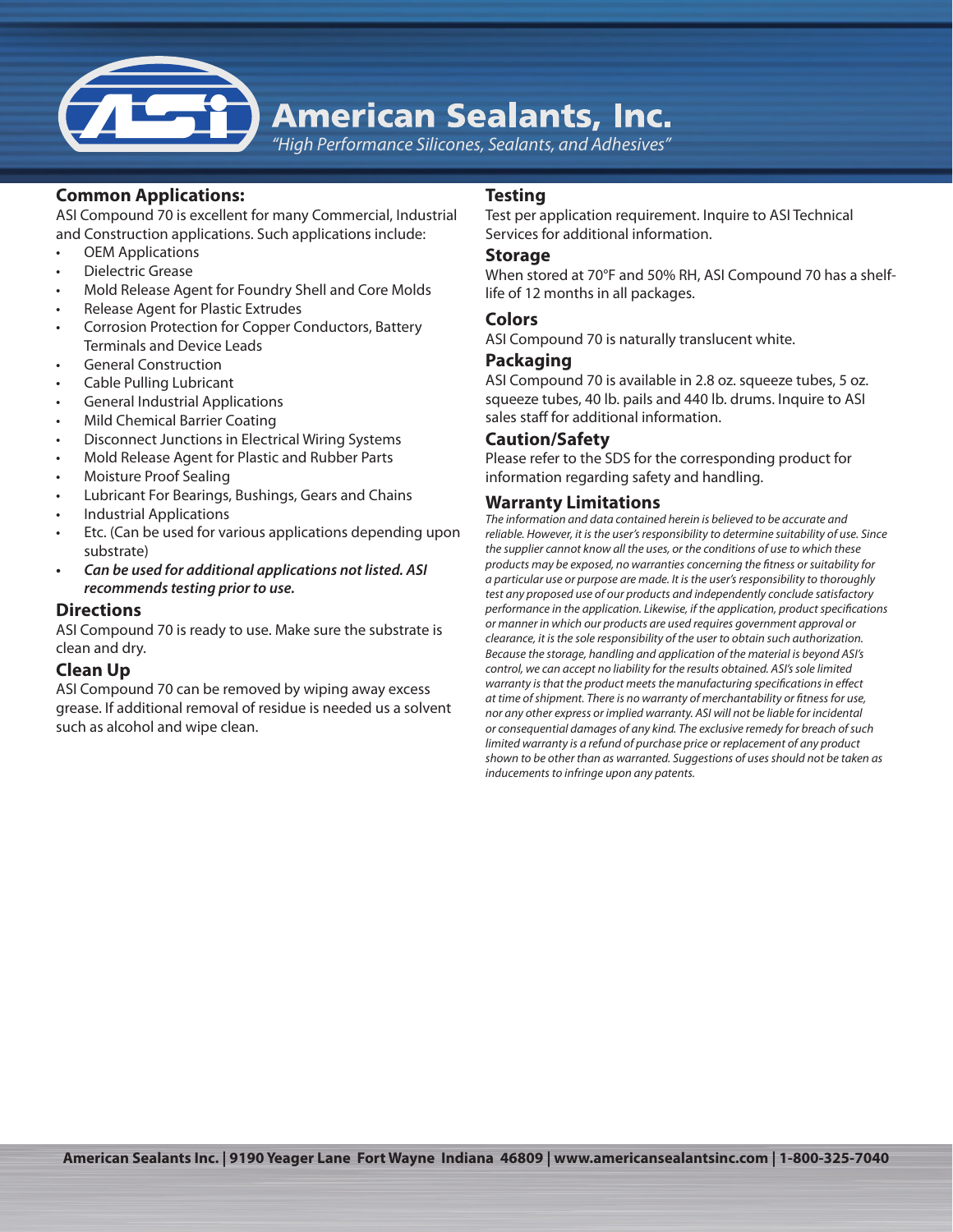## Common Applications:

ASI Compound 70 is excellent for many Commercial, Industrial and Construction applications. Such applications include:

- OEM Applications
- Dielectric Grease
- Mold Release Agent for Foundry Shell and Core Molds
- Release Agent for Plastic Extrudes
- Corrosion Protection for Copper Conductors, Battery Terminals and Device Leads
- General Construction
- Cable Pulling Lubricant
- General Industrial Applications
- Mild Chemical Barrier Coating
- Disconnect Junctions in Electrical Wiring Systems
- Mold Release Agent for Plastic and Rubber Parts
- Moisture Proof Sealing
- Lubricant For Bearings, Bushings, Gears and Chains
- Industrial Applications
- Etc. (Can be used for various applications depending upon substrate)
- ***Can be used for additional applications not listed. ASI recommends testing prior to use.***

## Directions

ASI Compound 70 is ready to use. Make sure the substrate is clean and dry.

## Clean Up

ASI Compound 70 can be removed by wiping away excess grease. If additional removal of residue is needed us a solvent such as alcohol and wipe clean.

## Testing

Test per application requirement. Inquire to ASI Technical Services for additional information.

## Storage

When stored at 70°F and 50% RH, ASI Compound 70 has a shelf-life of 12 months in all packages.

## Colors

ASI Compound 70 is naturally translucent white.

## Packaging

ASI Compound 70 is available in 2.8 oz. squeeze tubes, 5 oz. squeeze tubes, 40 lb. pails and 440 lb. drums. Inquire to ASI sales staff for additional information.

## Caution/Safety

Please refer to the SDS for the corresponding product for information regarding safety and handling.

## Warranty Limitations

*The information and data contained herein is believed to be accurate and reliable. However, it is the user's responsibility to determine suitability of use. Since the supplier cannot know all the uses, or the conditions of use to which these products may be exposed, no warranties concerning the fitness or suitability for a particular use or purpose are made. It is the user's responsibility to thoroughly test any proposed use of our products and independently conclude satisfactory performance in the application. Likewise, if the application, product specifications or manner in which our products are used requires government approval or clearance, it is the sole responsibility of the user to obtain such authorization. Because the storage, handling and application of the material is beyond ASI's control, we can accept no liability for the results obtained. ASI's sole limited warranty is that the product meets the manufacturing specifications in effect at time of shipment. There is no warranty of merchantability or fitness for use, nor any other express or implied warranty. ASI will not be liable for incidental or consequential damages of any kind. The exclusive remedy for breach of such limited warranty is a refund of purchase price or replacement of any product shown to be other than as warranted. Suggestions of uses should not be taken as inducements to infringe upon any patents.*